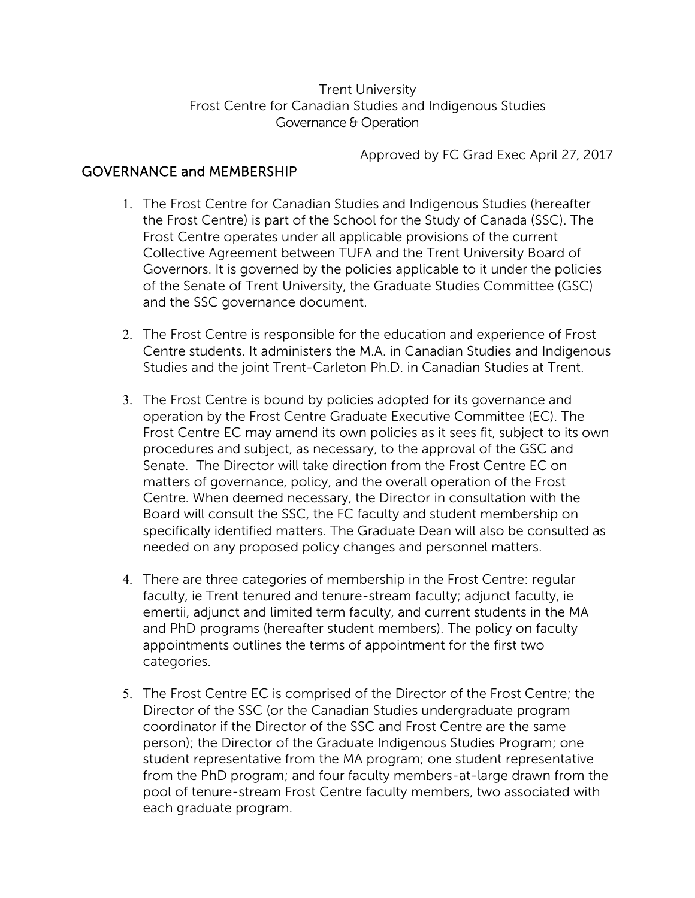Trent University
Frost Centre for Canadian Studies and Indigenous Studies
Governance & Operation

Approved by FC Grad Exec April 27, 2017

## GOVERNANCE and MEMBERSHIP

1. The Frost Centre for Canadian Studies and Indigenous Studies (hereafter the Frost Centre) is part of the School for the Study of Canada (SSC). The Frost Centre operates under all applicable provisions of the current Collective Agreement between TUFA and the Trent University Board of Governors. It is governed by the policies applicable to it under the policies of the Senate of Trent University, the Graduate Studies Committee (GSC) and the SSC governance document.

2. The Frost Centre is responsible for the education and experience of Frost Centre students. It administers the M.A. in Canadian Studies and Indigenous Studies and the joint Trent-Carleton Ph.D. in Canadian Studies at Trent.

3. The Frost Centre is bound by policies adopted for its governance and operation by the Frost Centre Graduate Executive Committee (EC). The Frost Centre EC may amend its own policies as it sees fit, subject to its own procedures and subject, as necessary, to the approval of the GSC and Senate. The Director will take direction from the Frost Centre EC on matters of governance, policy, and the overall operation of the Frost Centre. When deemed necessary, the Director in consultation with the Board will consult the SSC, the FC faculty and student membership on specifically identified matters. The Graduate Dean will also be consulted as needed on any proposed policy changes and personnel matters.

4. There are three categories of membership in the Frost Centre: regular faculty, ie Trent tenured and tenure-stream faculty; adjunct faculty, ie emertii, adjunct and limited term faculty, and current students in the MA and PhD programs (hereafter student members). The policy on faculty appointments outlines the terms of appointment for the first two categories.

5. The Frost Centre EC is comprised of the Director of the Frost Centre; the Director of the SSC (or the Canadian Studies undergraduate program coordinator if the Director of the SSC and Frost Centre are the same person); the Director of the Graduate Indigenous Studies Program; one student representative from the MA program; one student representative from the PhD program; and four faculty members-at-large drawn from the pool of tenure-stream Frost Centre faculty members, two associated with each graduate program.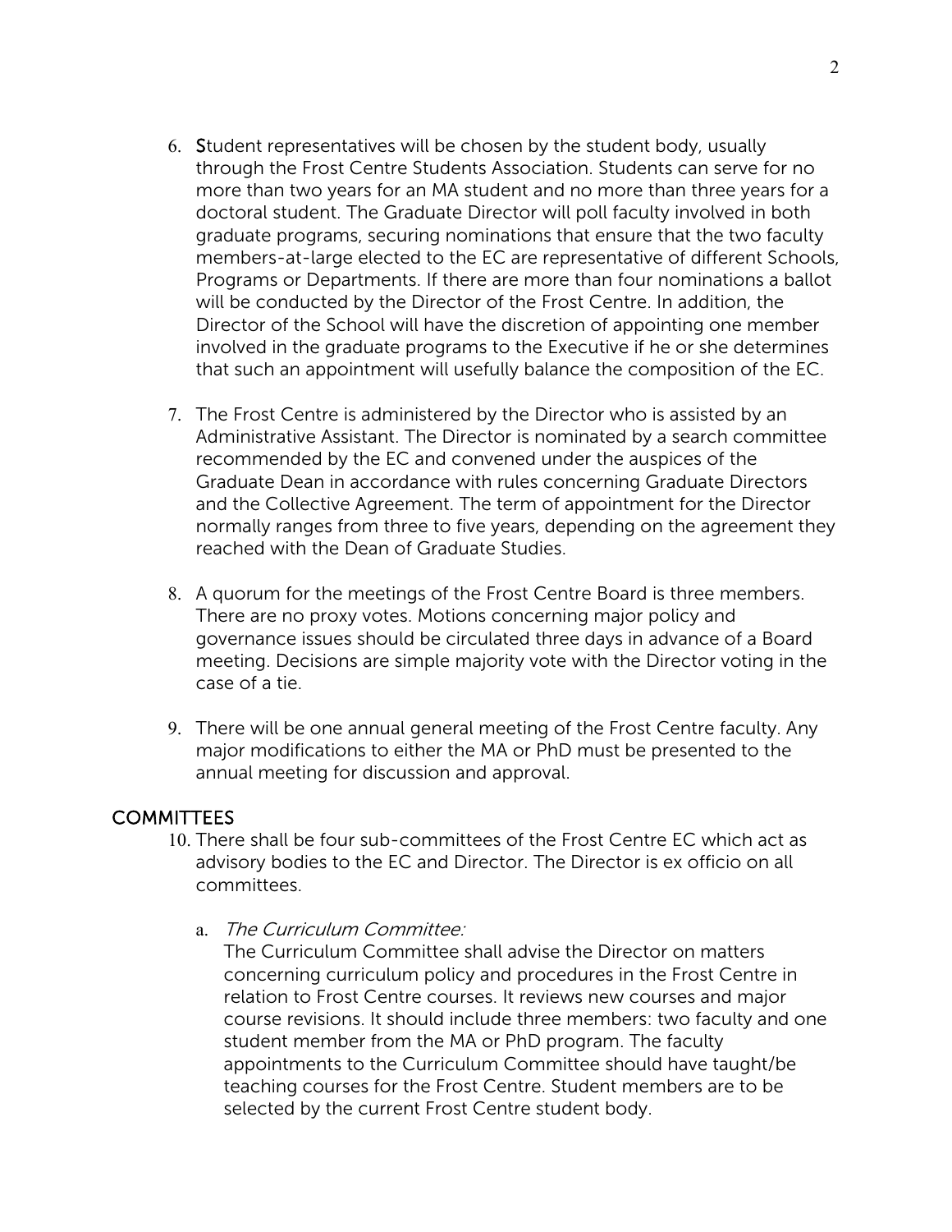6. Student representatives will be chosen by the student body, usually through the Frost Centre Students Association. Students can serve for no more than two years for an MA student and no more than three years for a doctoral student. The Graduate Director will poll faculty involved in both graduate programs, securing nominations that ensure that the two faculty members-at-large elected to the EC are representative of different Schools, Programs or Departments. If there are more than four nominations a ballot will be conducted by the Director of the Frost Centre. In addition, the Director of the School will have the discretion of appointing one member involved in the graduate programs to the Executive if he or she determines that such an appointment will usefully balance the composition of the EC.

7. The Frost Centre is administered by the Director who is assisted by an Administrative Assistant. The Director is nominated by a search committee recommended by the EC and convened under the auspices of the Graduate Dean in accordance with rules concerning Graduate Directors and the Collective Agreement. The term of appointment for the Director normally ranges from three to five years, depending on the agreement they reached with the Dean of Graduate Studies.

8. A quorum for the meetings of the Frost Centre Board is three members. There are no proxy votes. Motions concerning major policy and governance issues should be circulated three days in advance of a Board meeting. Decisions are simple majority vote with the Director voting in the case of a tie.

9. There will be one annual general meeting of the Frost Centre faculty. Any major modifications to either the MA or PhD must be presented to the annual meeting for discussion and approval.

## COMMITTEES

10. There shall be four sub-committees of the Frost Centre EC which act as advisory bodies to the EC and Director. The Director is ex officio on all committees.

    a. *The Curriculum Committee:*
    The Curriculum Committee shall advise the Director on matters concerning curriculum policy and procedures in the Frost Centre in relation to Frost Centre courses. It reviews new courses and major course revisions. It should include three members: two faculty and one student member from the MA or PhD program. The faculty appointments to the Curriculum Committee should have taught/be teaching courses for the Frost Centre. Student members are to be selected by the current Frost Centre student body.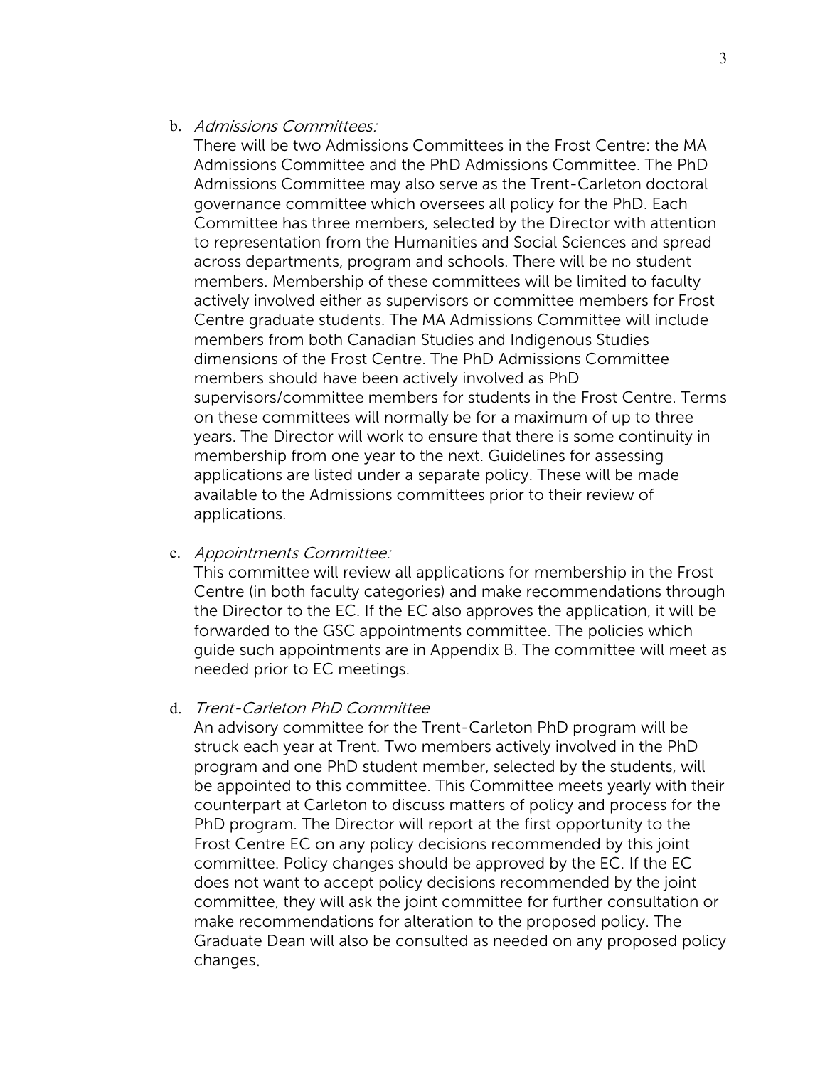b. *Admissions Committees:*

   There will be two Admissions Committees in the Frost Centre: the MA Admissions Committee and the PhD Admissions Committee. The PhD Admissions Committee may also serve as the Trent-Carleton doctoral governance committee which oversees all policy for the PhD. Each Committee has three members, selected by the Director with attention to representation from the Humanities and Social Sciences and spread across departments, program and schools. There will be no student members. Membership of these committees will be limited to faculty actively involved either as supervisors or committee members for Frost Centre graduate students. The MA Admissions Committee will include members from both Canadian Studies and Indigenous Studies dimensions of the Frost Centre. The PhD Admissions Committee members should have been actively involved as PhD supervisors/committee members for students in the Frost Centre. Terms on these committees will normally be for a maximum of up to three years. The Director will work to ensure that there is some continuity in membership from one year to the next. Guidelines for assessing applications are listed under a separate policy. These will be made available to the Admissions committees prior to their review of applications.

c. *Appointments Committee:*

   This committee will review all applications for membership in the Frost Centre (in both faculty categories) and make recommendations through the Director to the EC. If the EC also approves the application, it will be forwarded to the GSC appointments committee. The policies which guide such appointments are in Appendix B. The committee will meet as needed prior to EC meetings.

d. *Trent-Carleton PhD Committee*

   An advisory committee for the Trent-Carleton PhD program will be struck each year at Trent. Two members actively involved in the PhD program and one PhD student member, selected by the students, will be appointed to this committee. This Committee meets yearly with their counterpart at Carleton to discuss matters of policy and process for the PhD program. The Director will report at the first opportunity to the Frost Centre EC on any policy decisions recommended by this joint committee. Policy changes should be approved by the EC. If the EC does not want to accept policy decisions recommended by the joint committee, they will ask the joint committee for further consultation or make recommendations for alteration to the proposed policy. The Graduate Dean will also be consulted as needed on any proposed policy changes.